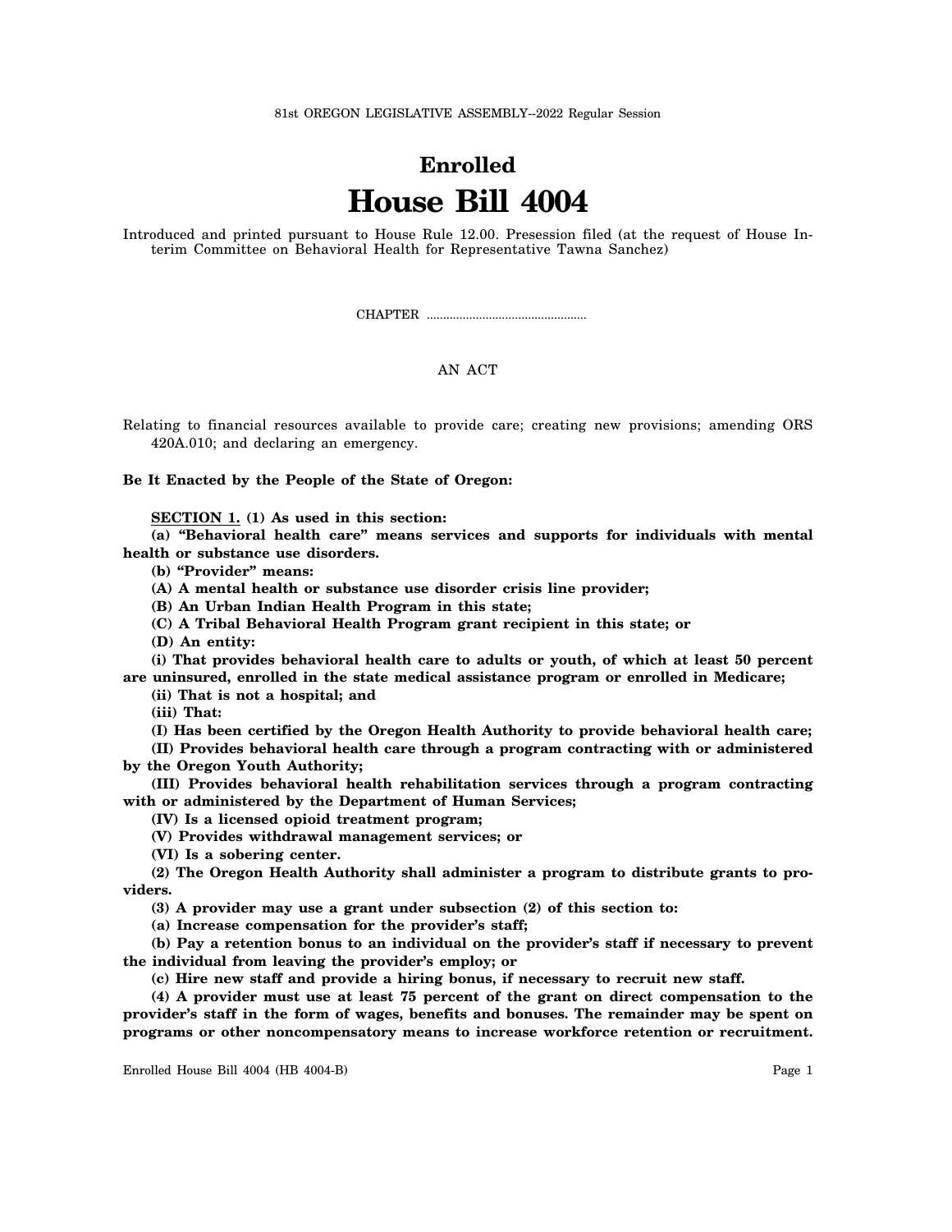81st OREGON LEGISLATIVE ASSEMBLY--2022 Regular Session

# Enrolled

# House Bill 4004

Introduced and printed pursuant to House Rule 12.00. Presession filed (at the request of House Interim Committee on Behavioral Health for Representative Tawna Sanchez)

CHAPTER .................................................

AN ACT

Relating to financial resources available to provide care; creating new provisions; amending ORS 420A.010; and declaring an emergency.

**Be It Enacted by the People of the State of Oregon:**

**SECTION 1. (1) As used in this section:**

**(a) "Behavioral health care" means services and supports for individuals with mental health or substance use disorders.**

**(b) "Provider" means:**

**(A) A mental health or substance use disorder crisis line provider;**

**(B) An Urban Indian Health Program in this state;**

**(C) A Tribal Behavioral Health Program grant recipient in this state; or**

**(D) An entity:**

**(i) That provides behavioral health care to adults or youth, of which at least 50 percent are uninsured, enrolled in the state medical assistance program or enrolled in Medicare;**

**(ii) That is not a hospital; and**

**(iii) That:**

**(I) Has been certified by the Oregon Health Authority to provide behavioral health care;**

**(II) Provides behavioral health care through a program contracting with or administered by the Oregon Youth Authority;**

**(III) Provides behavioral health rehabilitation services through a program contracting with or administered by the Department of Human Services;**

**(IV) Is a licensed opioid treatment program;**

**(V) Provides withdrawal management services; or**

**(VI) Is a sobering center.**

**(2) The Oregon Health Authority shall administer a program to distribute grants to providers.**

**(3) A provider may use a grant under subsection (2) of this section to:**

**(a) Increase compensation for the provider's staff;**

**(b) Pay a retention bonus to an individual on the provider's staff if necessary to prevent the individual from leaving the provider's employ; or**

**(c) Hire new staff and provide a hiring bonus, if necessary to recruit new staff.**

**(4) A provider must use at least 75 percent of the grant on direct compensation to the provider's staff in the form of wages, benefits and bonuses. The remainder may be spent on programs or other noncompensatory means to increase workforce retention or recruitment.**

Enrolled House Bill 4004 (HB 4004-B)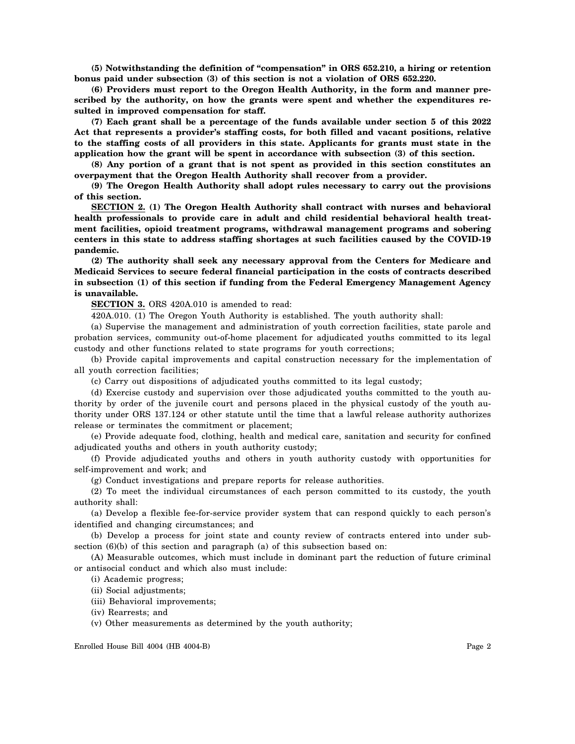**(5) Notwithstanding the definition of "compensation" in ORS 652.210, a hiring or retention bonus paid under subsection (3) of this section is not a violation of ORS 652.220.**

**(6) Providers must report to the Oregon Health Authority, in the form and manner prescribed by the authority, on how the grants were spent and whether the expenditures resulted in improved compensation for staff.**

**(7) Each grant shall be a percentage of the funds available under section 5 of this 2022 Act that represents a provider's staffing costs, for both filled and vacant positions, relative to the staffing costs of all providers in this state. Applicants for grants must state in the application how the grant will be spent in accordance with subsection (3) of this section.**

**(8) Any portion of a grant that is not spent as provided in this section constitutes an overpayment that the Oregon Health Authority shall recover from a provider.**

**(9) The Oregon Health Authority shall adopt rules necessary to carry out the provisions of this section.**

**SECTION 2. (1) The Oregon Health Authority shall contract with nurses and behavioral health professionals to provide care in adult and child residential behavioral health treatment facilities, opioid treatment programs, withdrawal management programs and sobering centers in this state to address staffing shortages at such facilities caused by the COVID-19 pandemic.**

**(2) The authority shall seek any necessary approval from the Centers for Medicare and Medicaid Services to secure federal financial participation in the costs of contracts described in subsection (1) of this section if funding from the Federal Emergency Management Agency is unavailable.**

**SECTION 3.** ORS 420A.010 is amended to read:

420A.010. (1) The Oregon Youth Authority is established. The youth authority shall:

(a) Supervise the management and administration of youth correction facilities, state parole and probation services, community out-of-home placement for adjudicated youths committed to its legal custody and other functions related to state programs for youth corrections;

(b) Provide capital improvements and capital construction necessary for the implementation of all youth correction facilities;

(c) Carry out dispositions of adjudicated youths committed to its legal custody;

(d) Exercise custody and supervision over those adjudicated youths committed to the youth authority by order of the juvenile court and persons placed in the physical custody of the youth authority under ORS 137.124 or other statute until the time that a lawful release authority authorizes release or terminates the commitment or placement;

(e) Provide adequate food, clothing, health and medical care, sanitation and security for confined adjudicated youths and others in youth authority custody;

(f) Provide adjudicated youths and others in youth authority custody with opportunities for self-improvement and work; and

(g) Conduct investigations and prepare reports for release authorities.

(2) To meet the individual circumstances of each person committed to its custody, the youth authority shall:

(a) Develop a flexible fee-for-service provider system that can respond quickly to each person's identified and changing circumstances; and

(b) Develop a process for joint state and county review of contracts entered into under subsection (6)(b) of this section and paragraph (a) of this subsection based on:

(A) Measurable outcomes, which must include in dominant part the reduction of future criminal or antisocial conduct and which also must include:

(i) Academic progress;

(ii) Social adjustments;

(iii) Behavioral improvements;

(iv) Rearrests; and

(v) Other measurements as determined by the youth authority;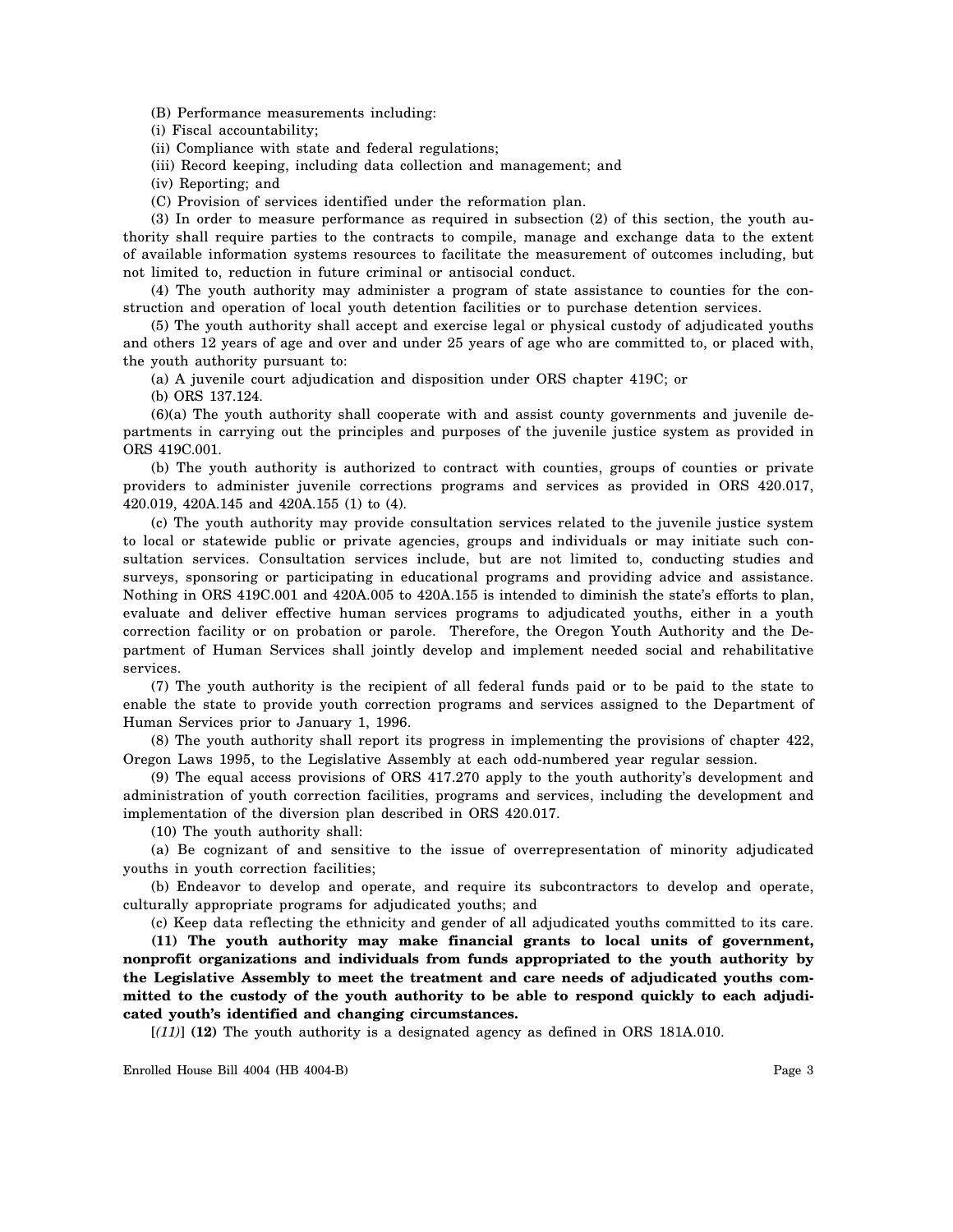(B) Performance measurements including:

(i) Fiscal accountability;

(ii) Compliance with state and federal regulations;

(iii) Record keeping, including data collection and management; and

(iv) Reporting; and

(C) Provision of services identified under the reformation plan.

(3) In order to measure performance as required in subsection (2) of this section, the youth authority shall require parties to the contracts to compile, manage and exchange data to the extent of available information systems resources to facilitate the measurement of outcomes including, but not limited to, reduction in future criminal or antisocial conduct.

(4) The youth authority may administer a program of state assistance to counties for the construction and operation of local youth detention facilities or to purchase detention services.

(5) The youth authority shall accept and exercise legal or physical custody of adjudicated youths and others 12 years of age and over and under 25 years of age who are committed to, or placed with, the youth authority pursuant to:

(a) A juvenile court adjudication and disposition under ORS chapter 419C; or

(b) ORS 137.124.

(6)(a) The youth authority shall cooperate with and assist county governments and juvenile departments in carrying out the principles and purposes of the juvenile justice system as provided in ORS 419C.001.

(b) The youth authority is authorized to contract with counties, groups of counties or private providers to administer juvenile corrections programs and services as provided in ORS 420.017, 420.019, 420A.145 and 420A.155 (1) to (4).

(c) The youth authority may provide consultation services related to the juvenile justice system to local or statewide public or private agencies, groups and individuals or may initiate such consultation services. Consultation services include, but are not limited to, conducting studies and surveys, sponsoring or participating in educational programs and providing advice and assistance. Nothing in ORS 419C.001 and 420A.005 to 420A.155 is intended to diminish the state's efforts to plan, evaluate and deliver effective human services programs to adjudicated youths, either in a youth correction facility or on probation or parole. Therefore, the Oregon Youth Authority and the Department of Human Services shall jointly develop and implement needed social and rehabilitative services.

(7) The youth authority is the recipient of all federal funds paid or to be paid to the state to enable the state to provide youth correction programs and services assigned to the Department of Human Services prior to January 1, 1996.

(8) The youth authority shall report its progress in implementing the provisions of chapter 422, Oregon Laws 1995, to the Legislative Assembly at each odd-numbered year regular session.

(9) The equal access provisions of ORS 417.270 apply to the youth authority's development and administration of youth correction facilities, programs and services, including the development and implementation of the diversion plan described in ORS 420.017.

(10) The youth authority shall:

(a) Be cognizant of and sensitive to the issue of overrepresentation of minority adjudicated youths in youth correction facilities;

(b) Endeavor to develop and operate, and require its subcontractors to develop and operate, culturally appropriate programs for adjudicated youths; and

(c) Keep data reflecting the ethnicity and gender of all adjudicated youths committed to its care.

**(11) The youth authority may make financial grants to local units of government, nonprofit organizations and individuals from funds appropriated to the youth authority by the Legislative Assembly to meet the treatment and care needs of adjudicated youths committed to the custody of the youth authority to be able to respond quickly to each adjudicated youth's identified and changing circumstances.**

[*(11)*] **(12)** The youth authority is a designated agency as defined in ORS 181A.010.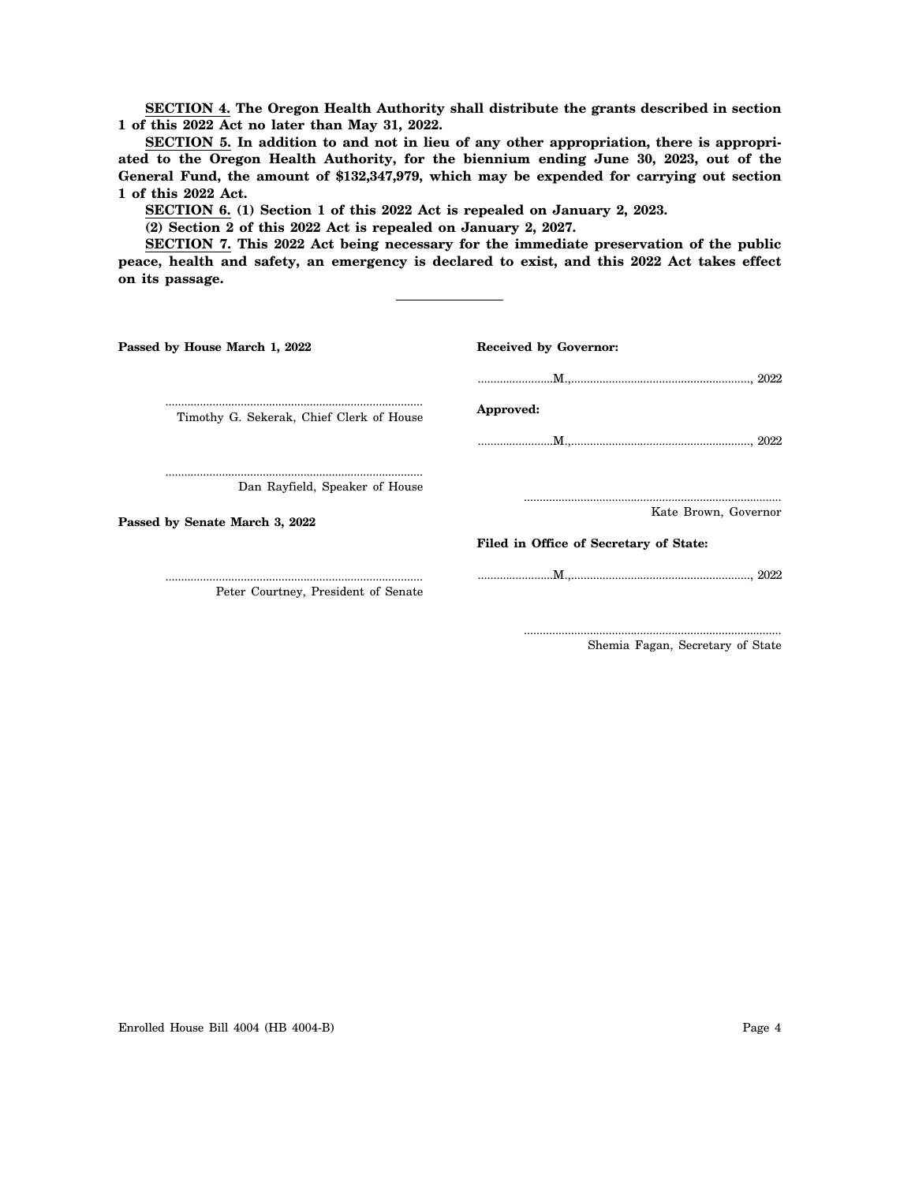**SECTION 4. The Oregon Health Authority shall distribute the grants described in section 1 of this 2022 Act no later than May 31, 2022.**

**SECTION 5. In addition to and not in lieu of any other appropriation, there is appropriated to the Oregon Health Authority, for the biennium ending June 30, 2023, out of the General Fund, the amount of $132,347,979, which may be expended for carrying out section 1 of this 2022 Act.**

**SECTION 6. (1) Section 1 of this 2022 Act is repealed on January 2, 2023.**

**(2) Section 2 of this 2022 Act is repealed on January 2, 2027.**

**SECTION 7. This 2022 Act being necessary for the immediate preservation of the public peace, health and safety, an emergency is declared to exist, and this 2022 Act takes effect on its passage.**

---

**Passed by House March 1, 2022**

..................................................................................
Timothy G. Sekerak, Chief Clerk of House

..................................................................................
Dan Rayfield, Speaker of House

**Passed by Senate March 3, 2022**

..................................................................................
Peter Courtney, President of Senate

**Received by Governor:**

........................M.,........................................................., 2022

**Approved:**

........................M.,........................................................., 2022

..................................................................................
Kate Brown, Governor

**Filed in Office of Secretary of State:**

........................M.,........................................................., 2022

..................................................................................
Shemia Fagan, Secretary of State

Enrolled House Bill 4004 (HB 4004-B)